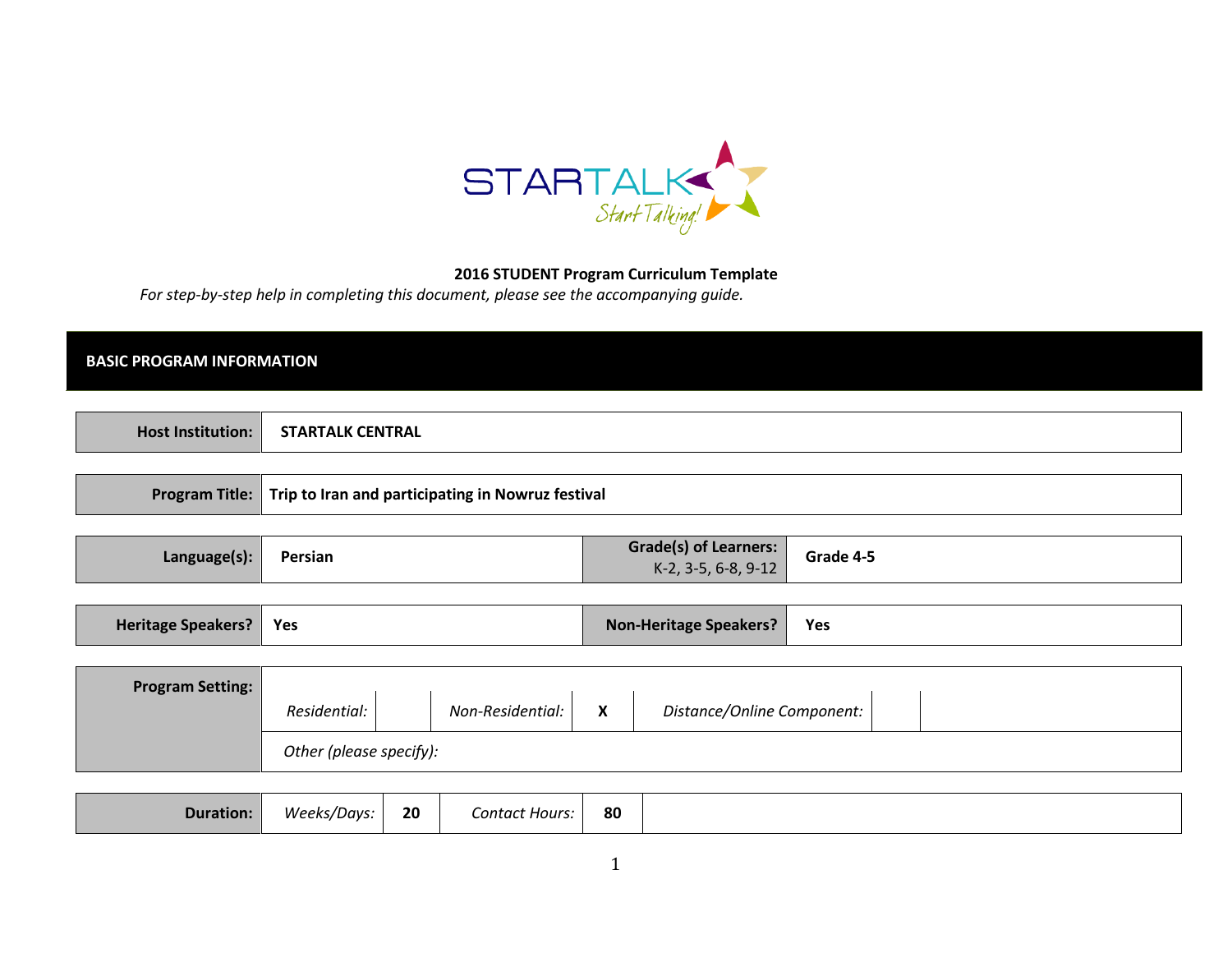**2016 STUDENT Program Curriculum Template**

*For step-by-step help in completing this document, please see the accompanying guide.*

## BASIC PROGRAM INFORMATION

| | |
|---|---|
| **Host Institution:** | **STARTALK CENTRAL** |

| | |
|---|---|
| **Program Title:** | **Trip to Iran and participating in Nowruz festival** |

| | | | |
|---|---|---|---|
| **Language(s):** | **Persian** | **Grade(s) of Learners:** K-2, 3-5, 6-8, 9-12 | **Grade 4-5** |

| | | | |
|---|---|---|---|
| **Heritage Speakers?** | **Yes** | **Non-Heritage Speakers?** | **Yes** |

| | | | | | | |
|---|---|---|---|---|---|---|
| **Program Setting:** | *Residential:* | | *Non-Residential:* | **X** | *Distance/Online Component:* | |
| | *Other (please specify):* | | | | | |

| | | | | |
|---|---|---|---|---|
| **Duration:** | *Weeks/Days:* | **20** | *Contact Hours:* | **80** |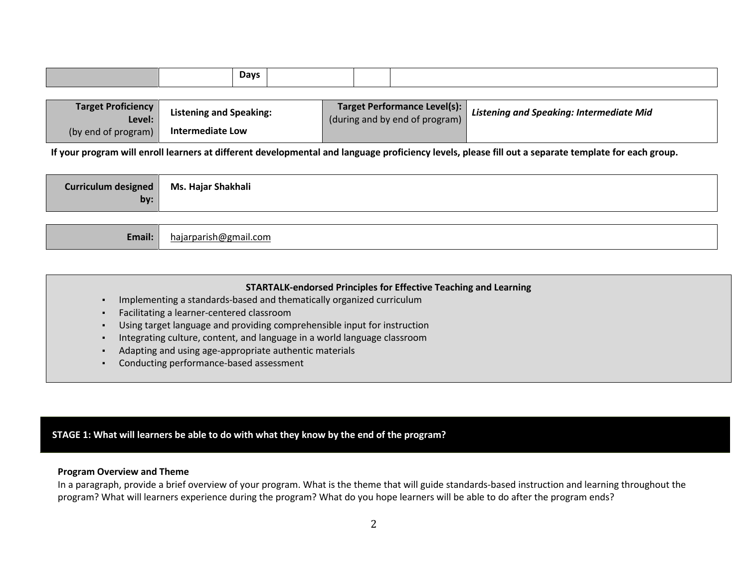| | | Days | | | |
|---|---|---|---|---|---|

| Target Proficiency Level: (by end of program) | **Listening and Speaking:** **Intermediate Low** | **Target Performance Level(s):** (during and by end of program) | ***Listening and Speaking: Intermediate Mid*** |
|---|---|---|---|

**If your program will enroll learners at different developmental and language proficiency levels, please fill out a separate template for each group.**

| Curriculum designed by: | **Ms. Hajar Shakhali** |
|---|---|

| Email: | hajarparish@gmail.com |
|---|---|

**STARTALK-endorsed Principles for Effective Teaching and Learning**

- Implementing a standards-based and thematically organized curriculum
- Facilitating a learner-centered classroom
- Using target language and providing comprehensible input for instruction
- Integrating culture, content, and language in a world language classroom
- Adapting and using age-appropriate authentic materials
- Conducting performance-based assessment

## STAGE 1: What will learners be able to do with what they know by the end of the program?

**Program Overview and Theme**

In a paragraph, provide a brief overview of your program. What is the theme that will guide standards-based instruction and learning throughout the program? What will learners experience during the program? What do you hope learners will be able to do after the program ends?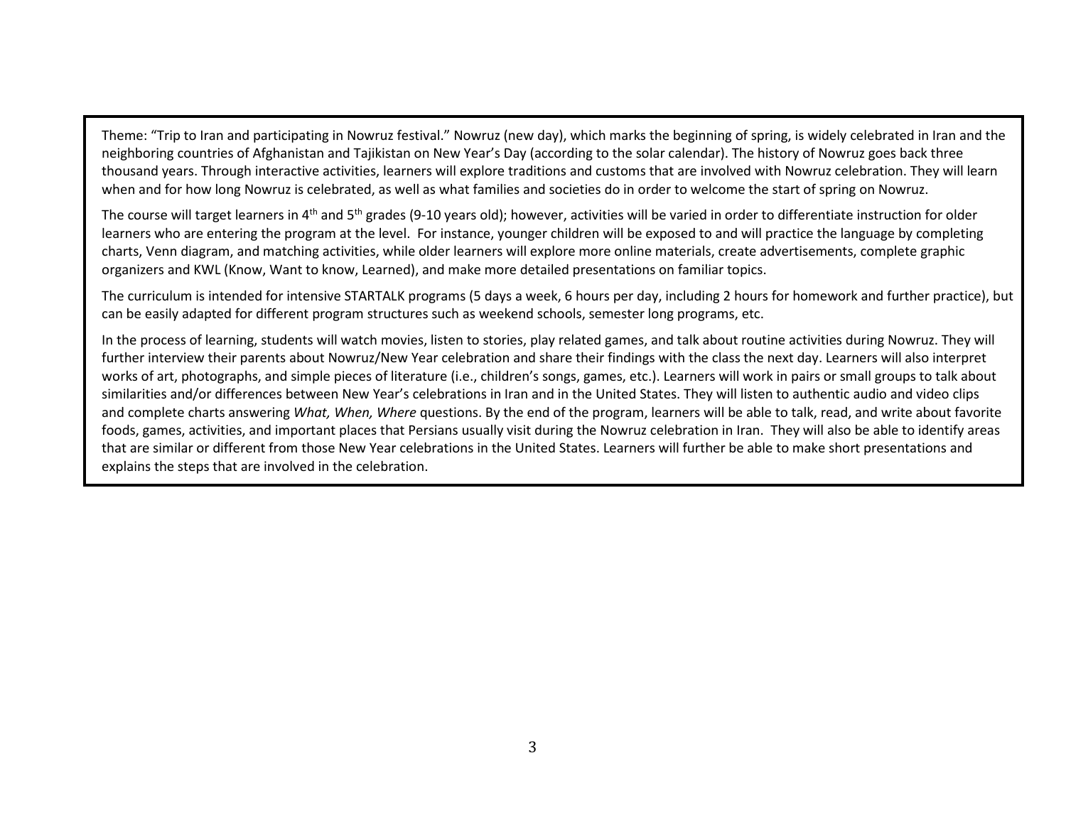Theme: "Trip to Iran and participating in Nowruz festival." Nowruz (new day), which marks the beginning of spring, is widely celebrated in Iran and the neighboring countries of Afghanistan and Tajikistan on New Year's Day (according to the solar calendar). The history of Nowruz goes back three thousand years. Through interactive activities, learners will explore traditions and customs that are involved with Nowruz celebration. They will learn when and for how long Nowruz is celebrated, as well as what families and societies do in order to welcome the start of spring on Nowruz.

The course will target learners in 4th and 5th grades (9-10 years old); however, activities will be varied in order to differentiate instruction for older learners who are entering the program at the level. For instance, younger children will be exposed to and will practice the language by completing charts, Venn diagram, and matching activities, while older learners will explore more online materials, create advertisements, complete graphic organizers and KWL (Know, Want to know, Learned), and make more detailed presentations on familiar topics.

The curriculum is intended for intensive STARTALK programs (5 days a week, 6 hours per day, including 2 hours for homework and further practice), but can be easily adapted for different program structures such as weekend schools, semester long programs, etc.

In the process of learning, students will watch movies, listen to stories, play related games, and talk about routine activities during Nowruz. They will further interview their parents about Nowruz/New Year celebration and share their findings with the class the next day. Learners will also interpret works of art, photographs, and simple pieces of literature (i.e., children's songs, games, etc.). Learners will work in pairs or small groups to talk about similarities and/or differences between New Year's celebrations in Iran and in the United States. They will listen to authentic audio and video clips and complete charts answering *What, When, Where* questions. By the end of the program, learners will be able to talk, read, and write about favorite foods, games, activities, and important places that Persians usually visit during the Nowruz celebration in Iran. They will also be able to identify areas that are similar or different from those New Year celebrations in the United States. Learners will further be able to make short presentations and explains the steps that are involved in the celebration.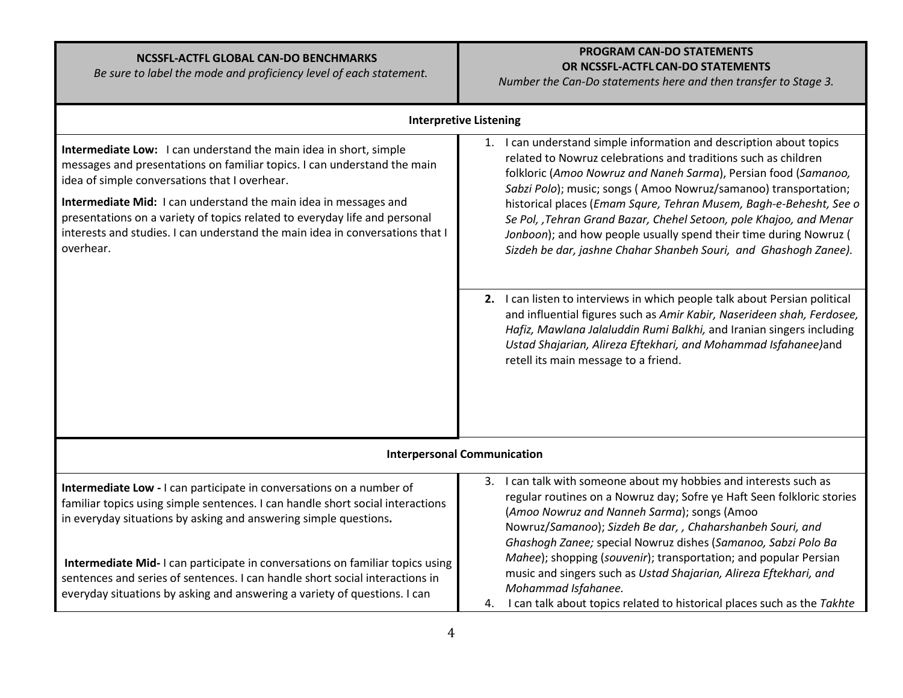| NCSSFL-ACTFL GLOBAL CAN-DO BENCHMARKS<br>*Be sure to label the mode and proficiency level of each statement.* | PROGRAM CAN-DO STATEMENTS<br>OR NCSSFL-ACTFL CAN-DO STATEMENTS<br>*Number the Can-Do statements here and then transfer to Stage 3.* |
|---|---|
| **Interpretive Listening** | |
| **Intermediate Low:** I can understand the main idea in short, simple messages and presentations on familiar topics. I can understand the main idea of simple conversations that I overhear.<br>**Intermediate Mid:** I can understand the main idea in messages and presentations on a variety of topics related to everyday life and personal interests and studies. I can understand the main idea in conversations that I overhear. | 1. I can understand simple information and description about topics related to Nowruz celebrations and traditions such as children folkloric (*Amoo Nowruz and Naneh Sarma*), Persian food (*Samanoo, Sabzi Polo*); music; songs ( Amoo Nowruz/samanoo) transportation; historical places (*Emam Squre, Tehran Musem, Bagh-e-Behesht, See o Se Pol, ,Tehran Grand Bazar, Chehel Setoon, pole Khajoo, and Menar Jonboon*); and how people usually spend their time during Nowruz ( *Sizdeh be dar, jashne Chahar Shanbeh Souri, and Ghashogh Zanee).*<br><br>**2.** I can listen to interviews in which people talk about Persian political and influential figures such as *Amir Kabir, Naserideen shah, Ferdosee, Hafiz, Mawlana Jalaluddin Rumi Balkhi,* and Iranian singers including *Ustad Shajarian, Alireza Eftekhari, and Mohammad Isfahanee)*and retell its main message to a friend. |
| **Interpersonal Communication** | |
| **Intermediate Low -** I can participate in conversations on a number of familiar topics using simple sentences. I can handle short social interactions in everyday situations by asking and answering simple questions**.**<br><br>**Intermediate Mid-** I can participate in conversations on familiar topics using sentences and series of sentences. I can handle short social interactions in everyday situations by asking and answering a variety of questions. I can | 3. I can talk with someone about my hobbies and interests such as regular routines on a Nowruz day; Sofre ye Haft Seen folkloric stories (*Amoo Nowruz and Nanneh Sarma*); songs (Amoo Nowruz/*Samanoo*); *Sizdeh Be dar, , Chaharshanbeh Souri, and Ghashogh Zanee;* special Nowruz dishes (*Samanoo, Sabzi Polo Ba Mahee*); shopping (*souvenir*); transportation; and popular Persian music and singers such as *Ustad Shajarian, Alireza Eftekhari, and Mohammad Isfahanee.*<br>4. I can talk about topics related to historical places such as the *Takhte* |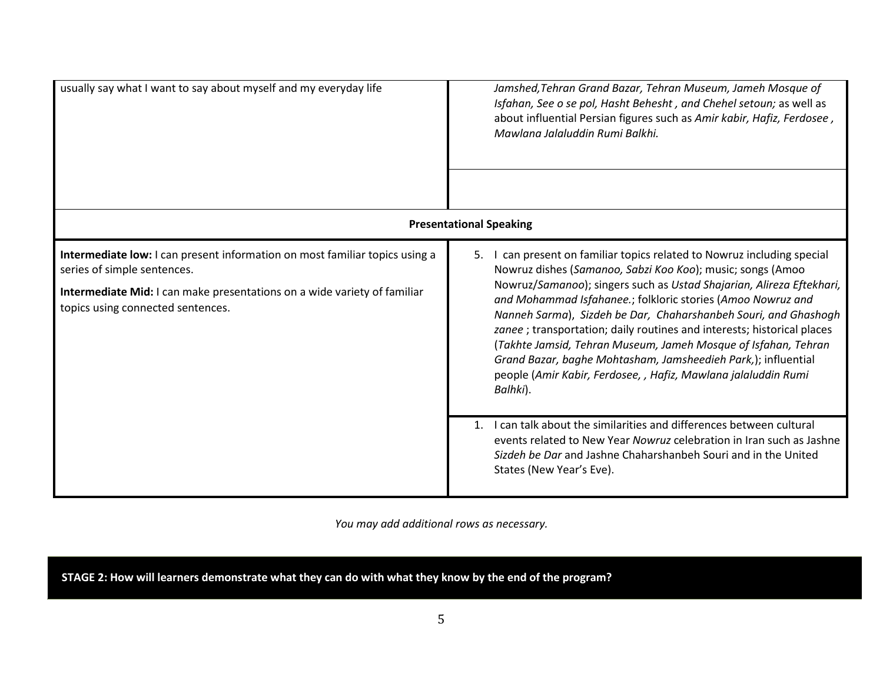| | |
|---|---|
| usually say what I want to say about myself and my everyday life | *Jamshed,Tehran Grand Bazar, Tehran Museum, Jameh Mosque of Isfahan, See o se pol, Hasht Behesht , and Chehel setoun;* as well as about influential Persian figures such as *Amir kabir, Hafiz, Ferdosee , Mawlana Jalaluddin Rumi Balkhi.* |
| | |
| **Presentational Speaking** | |
| **Intermediate low:** I can present information on most familiar topics using a series of simple sentences.<br><br>**Intermediate Mid:** I can make presentations on a wide variety of familiar topics using connected sentences. | 5. I can present on familiar topics related to Nowruz including special Nowruz dishes (*Samanoo, Sabzi Koo Koo*); music; songs (Amoo Nowruz/*Samanoo*); singers such as *Ustad Shajarian, Alireza Eftekhari, and Mohammad Isfahanee.*; folkloric stories (*Amoo Nowruz and Nanneh Sarma*), *Sizdeh be Dar, Chaharshanbeh Souri, and Ghashogh zanee* ; transportation; daily routines and interests; historical places (*Takhte Jamsid, Tehran Museum, Jameh Mosque of Isfahan, Tehran Grand Bazar, baghe Mohtasham, Jamsheedieh Park,*); influential people (*Amir Kabir, Ferdosee, , Hafiz, Mawlana jalaluddin Rumi Balhki*). |
| | 1. I can talk about the similarities and differences between cultural events related to New Year *Nowruz* celebration in Iran such as Jashne *Sizdeh be Dar* and Jashne Chaharshanbeh Souri and in the United States (New Year's Eve). |

*You may add additional rows as necessary.*

## STAGE 2: How will learners demonstrate what they can do with what they know by the end of the program?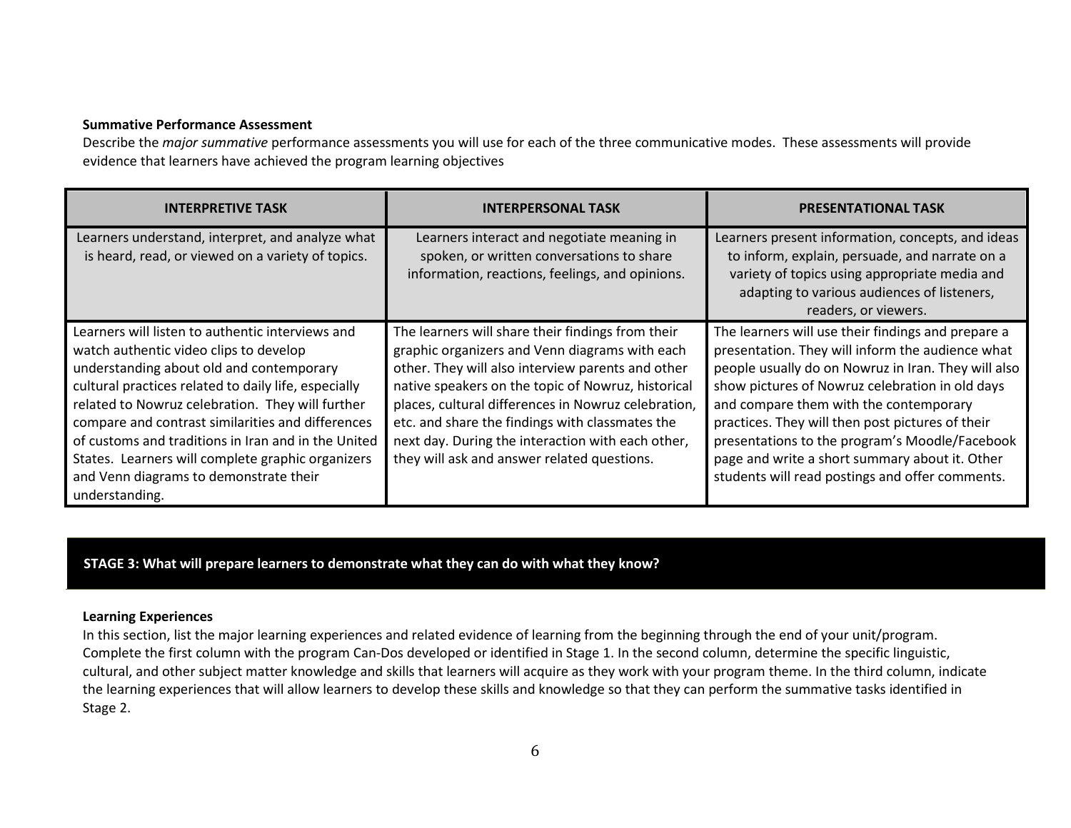**Summative Performance Assessment**

Describe the *major summative* performance assessments you will use for each of the three communicative modes. These assessments will provide evidence that learners have achieved the program learning objectives

| INTERPRETIVE TASK | INTERPERSONAL TASK | PRESENTATIONAL TASK |
| --- | --- | --- |
| Learners understand, interpret, and analyze what is heard, read, or viewed on a variety of topics. | Learners interact and negotiate meaning in spoken, or written conversations to share information, reactions, feelings, and opinions. | Learners present information, concepts, and ideas to inform, explain, persuade, and narrate on a variety of topics using appropriate media and adapting to various audiences of listeners, readers, or viewers. |
| Learners will listen to authentic interviews and watch authentic video clips to develop understanding about old and contemporary cultural practices related to daily life, especially related to Nowruz celebration. They will further compare and contrast similarities and differences of customs and traditions in Iran and in the United States. Learners will complete graphic organizers and Venn diagrams to demonstrate their understanding. | The learners will share their findings from their graphic organizers and Venn diagrams with each other. They will also interview parents and other native speakers on the topic of Nowruz, historical places, cultural differences in Nowruz celebration, etc. and share the findings with classmates the next day. During the interaction with each other, they will ask and answer related questions. | The learners will use their findings and prepare a presentation. They will inform the audience what people usually do on Nowruz in Iran. They will also show pictures of Nowruz celebration in old days and compare them with the contemporary practices. They will then post pictures of their presentations to the program's Moodle/Facebook page and write a short summary about it. Other students will read postings and offer comments. |

## STAGE 3: What will prepare learners to demonstrate what they can do with what they know?

**Learning Experiences**

In this section, list the major learning experiences and related evidence of learning from the beginning through the end of your unit/program. Complete the first column with the program Can-Dos developed or identified in Stage 1. In the second column, determine the specific linguistic, cultural, and other subject matter knowledge and skills that learners will acquire as they work with your program theme. In the third column, indicate the learning experiences that will allow learners to develop these skills and knowledge so that they can perform the summative tasks identified in Stage 2.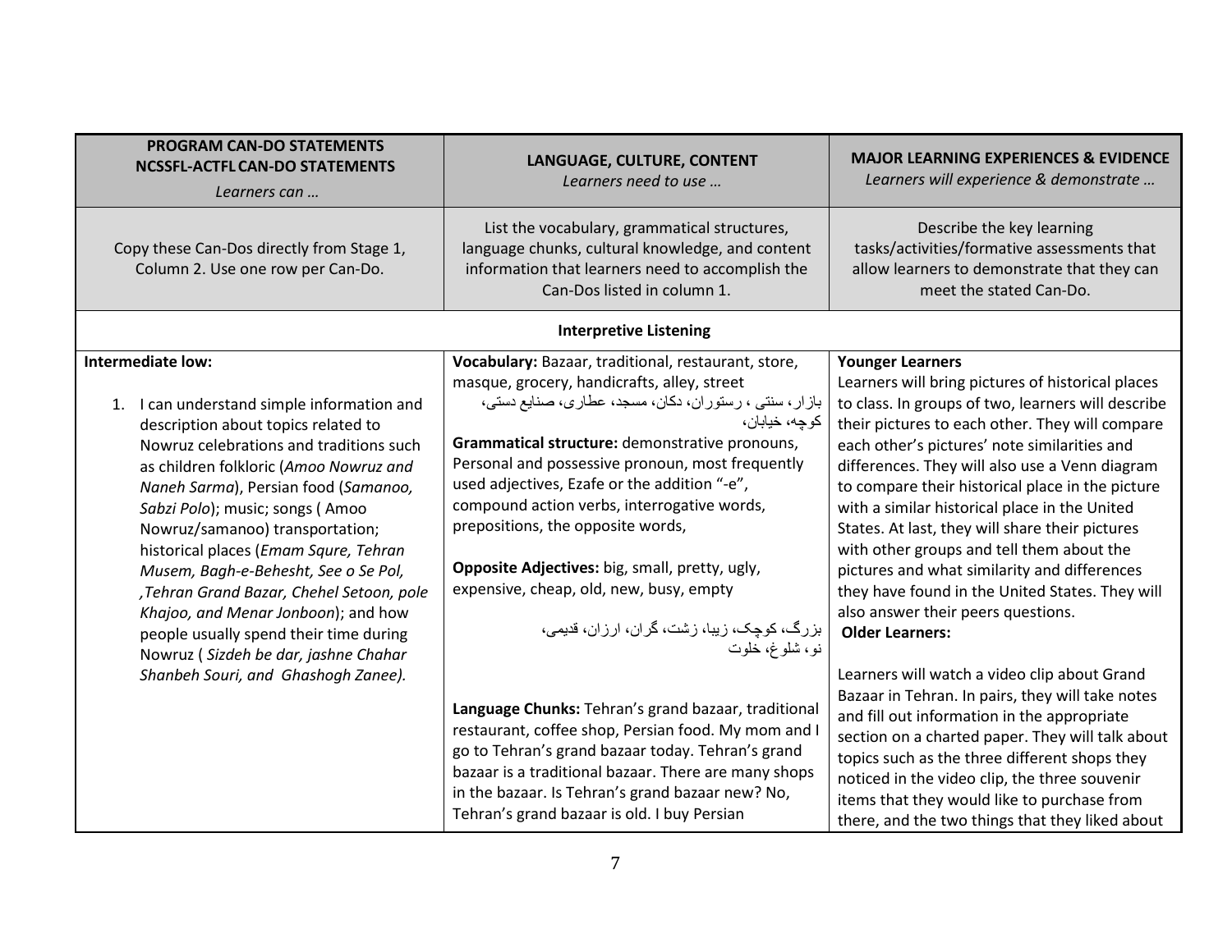| **PROGRAM CAN-DO STATEMENTS NCSSFL-ACTFL CAN-DO STATEMENTS** *Learners can …* | **LANGUAGE, CULTURE, CONTENT** *Learners need to use …* | **MAJOR LEARNING EXPERIENCES & EVIDENCE** *Learners will experience & demonstrate …* |
|---|---|---|
| Copy these Can-Dos directly from Stage 1, Column 2. Use one row per Can-Do. | List the vocabulary, grammatical structures, language chunks, cultural knowledge, and content information that learners need to accomplish the Can-Dos listed in column 1. | Describe the key learning tasks/activities/formative assessments that allow learners to demonstrate that they can meet the stated Can-Do. |
| **Interpretive Listening** | | |
| **Intermediate low:**<br><br>1. I can understand simple information and description about topics related to Nowruz celebrations and traditions such as children folkloric (*Amoo Nowruz and Naneh Sarma*), Persian food (*Samanoo, Sabzi Polo*); music; songs ( Amoo Nowruz/samanoo) transportation; historical places (*Emam Squre, Tehran Musem, Bagh-e-Behesht, See o Se Pol, ,Tehran Grand Bazar, Chehel Setoon, pole Khajoo, and Menar Jonboon*); and how people usually spend their time during Nowruz ( *Sizdeh be dar, jashne Chahar Shanbeh Souri, and Ghashogh Zanee).* | **Vocabulary:** Bazaar, traditional, restaurant, store, masque, grocery, handicrafts, alley, street<br>بازار، سنتی ، رستوران، دکان، مسجد، عطاری، صنایع دستی، کوچه، خیابان،<br>**Grammatical structure:** demonstrative pronouns, Personal and possessive pronoun, most frequently used adjectives, Ezafe or the addition "-e", compound action verbs, interrogative words, prepositions, the opposite words,<br><br>**Opposite Adjectives:** big, small, pretty, ugly, expensive, cheap, old, new, busy, empty<br><br>بزرگ، کوچک، زیبا، زشت، گران، ارزان، قدیمی، نو، شلوغ، خلوت<br><br>**Language Chunks:** Tehran's grand bazaar, traditional restaurant, coffee shop, Persian food. My mom and I go to Tehran's grand bazaar today. Tehran's grand bazaar is a traditional bazaar. There are many shops in the bazaar. Is Tehran's grand bazaar new? No, Tehran's grand bazaar is old. I buy Persian | **Younger Learners**<br>Learners will bring pictures of historical places to class. In groups of two, learners will describe their pictures to each other. They will compare each other's pictures' note similarities and differences. They will also use a Venn diagram to compare their historical place in the picture with a similar historical place in the United States. At last, they will share their pictures with other groups and tell them about the pictures and what similarity and differences they have found in the United States. They will also answer their peers questions.<br>**Older Learners:**<br><br>Learners will watch a video clip about Grand Bazaar in Tehran. In pairs, they will take notes and fill out information in the appropriate section on a charted paper. They will talk about topics such as the three different shops they noticed in the video clip, the three souvenir items that they would like to purchase from there, and the two things that they liked about |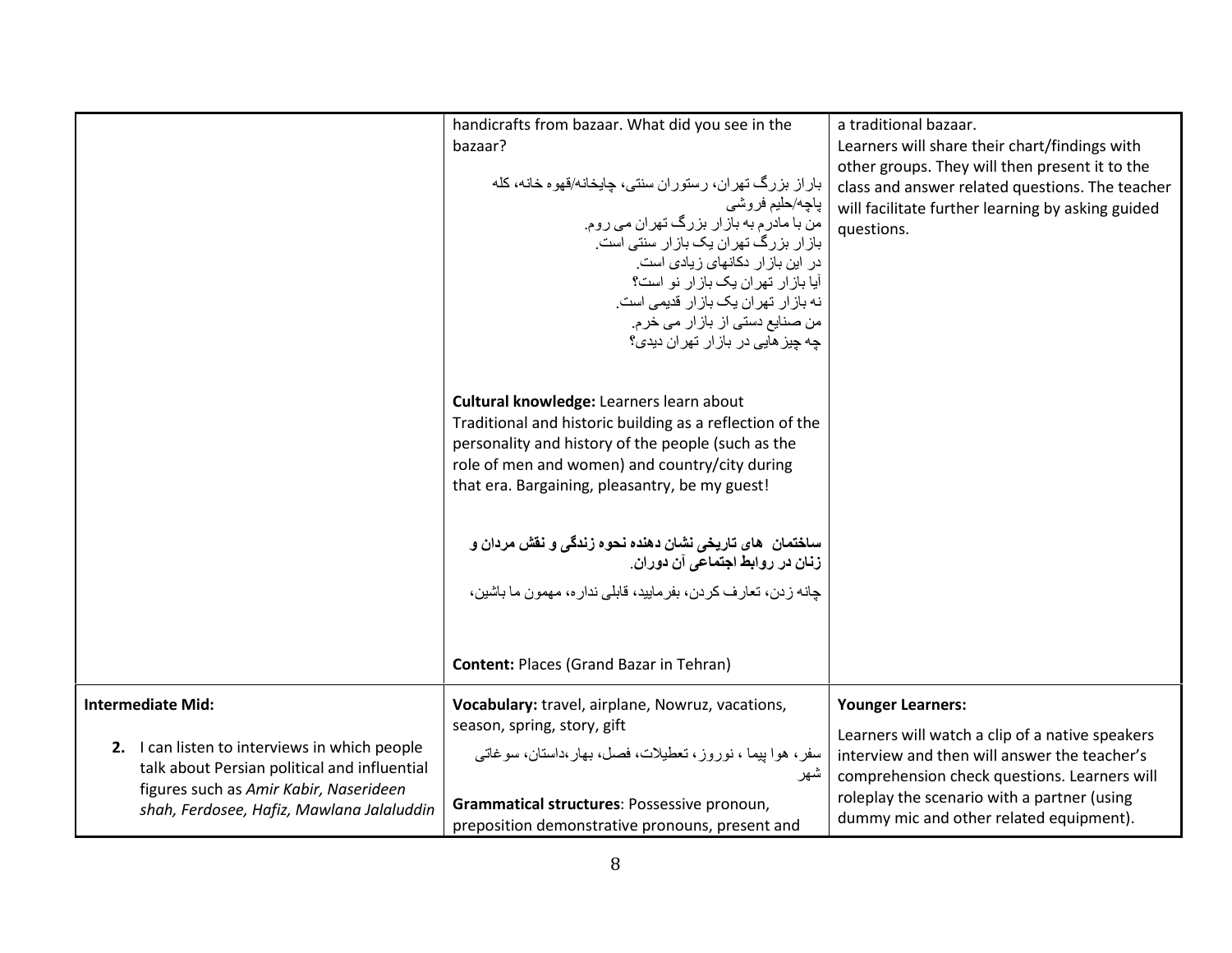| | | |
|---|---|---|
| | handicrafts from bazaar. What did you see in the bazaar?<br><br>باراز بزرگ تهران، رستوران سنتی، چایخانه/قهوه خانه، کله پاچه/حلیم فروشی<br>من با مادرم به بازار بزرگ تهران می روم.<br>بازار بزرگ تهران یک بازار سنتی است.<br>در این بازار دکانهای زیادی است.<br>آیا بازار تهران یک بازار نو است؟<br>نه بازار تهران یک بازار قدیمی است.<br>من صنایع دستی از بازار می خرم.<br>چه چیزهایی در بازار تهران دیدی؟<br><br>**Cultural knowledge:** Learners learn about Traditional and historic building as a reflection of the personality and history of the people (such as the role of men and women) and country/city during that era. Bargaining, pleasantry, be my guest!<br><br>**ساختمان های تاریخی نشان دهنده نحوه زندگی و نقش مردان و زنان در روابط اجتماعی آن دوران.**<br><br>چانه زدن، تعارف کردن، بفرمایید، قابلی نداره، مهمون ما باشین،<br><br>**Content:** Places (Grand Bazar in Tehran) | a traditional bazaar.<br>Learners will share their chart/findings with other groups. They will then present it to the class and answer related questions. The teacher will facilitate further learning by asking guided questions. |
| **Intermediate Mid:**<br><br>**2.** I can listen to interviews in which people talk about Persian political and influential figures such as *Amir Kabir, Naserideen shah, Ferdosee, Hafiz, Mawlana Jalaluddin* | **Vocabulary:** travel, airplane, Nowruz, vacations, season, spring, story, gift<br><br>سفر، هوا پیما ، نوروز، تعطیلات، فصل، بهار،داستان، سوغاتی شهر<br><br>**Grammatical structures**: Possessive pronoun, preposition demonstrative pronouns, present and | **Younger Learners:**<br><br>Learners will watch a clip of a native speakers interview and then will answer the teacher's comprehension check questions. Learners will roleplay the scenario with a partner (using dummy mic and other related equipment). |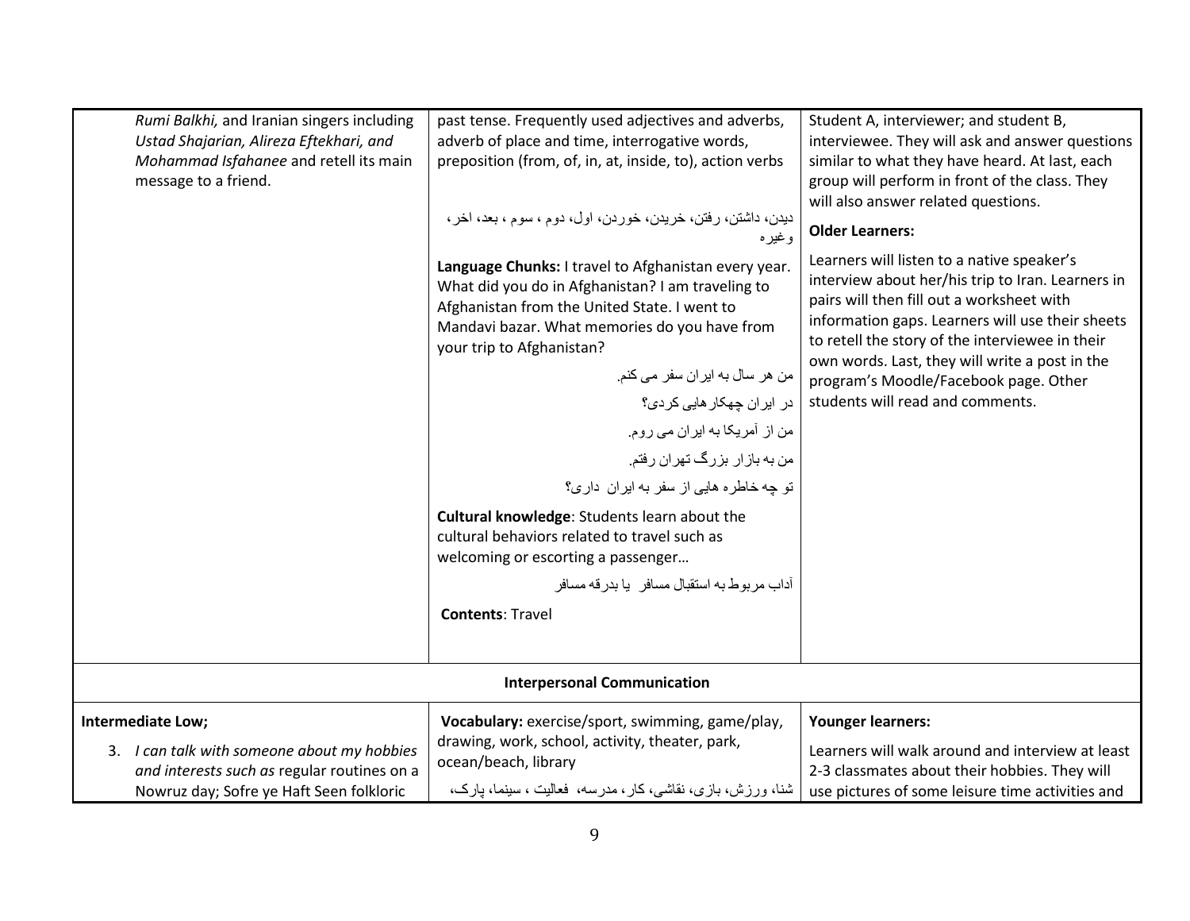| | | |
|---|---|---|
| *Rumi Balkhi,* and Iranian singers including *Ustad Shajarian, Alireza Eftekhari, and Mohammad Isfahanee* and retell its main message to a friend. | past tense. Frequently used adjectives and adverbs, adverb of place and time, interrogative words, preposition (from, of, in, at, inside, to), action verbs<br><br>دیدن، داشتن، رفتن، خریدن، خوردن، اول، دوم ، سوم ، بعد، اخر ، وغیره<br><br>**Language Chunks:** I travel to Afghanistan every year. What did you do in Afghanistan? I am traveling to Afghanistan from the United State. I went to Mandavi bazar. What memories do you have from your trip to Afghanistan?<br><br>من هر سال به ایران سفر می کنم.<br>در ایران چهکارهایی کردی؟<br>من از آمریکا به ایران می روم.<br>من به بازار بزرگ تهران رفتم.<br>تو چه خاطره هایی از سفر به ایران داری؟<br><br>**Cultural knowledge**: Students learn about the cultural behaviors related to travel such as welcoming or escorting a passenger…<br><br>آداب مربوط به استقبال مسافر یا بدرقه مسافر<br><br>**Contents**: Travel | Student A, interviewer; and student B, interviewee. They will ask and answer questions similar to what they have heard. At last, each group will perform in front of the class. They will also answer related questions.<br><br>**Older Learners:**<br><br>Learners will listen to a native speaker's interview about her/his trip to Iran. Learners in pairs will then fill out a worksheet with information gaps. Learners will use their sheets to retell the story of the interviewee in their own words. Last, they will write a post in the program's Moodle/Facebook page. Other students will read and comments. |
| **Interpersonal Communication** | | |
| **Intermediate Low;**<br><br>3. *I can talk with someone about my hobbies and interests such as* regular routines on a Nowruz day; Sofre ye Haft Seen folkloric | **Vocabulary:** exercise/sport, swimming, game/play, drawing, work, school, activity, theater, park, ocean/beach, library<br><br>شنا، ورزش، بازی، نقاشی، کار، مدرسه، فعالیت ، سینما، پارک، | **Younger learners:**<br><br>Learners will walk around and interview at least 2-3 classmates about their hobbies. They will use pictures of some leisure time activities and |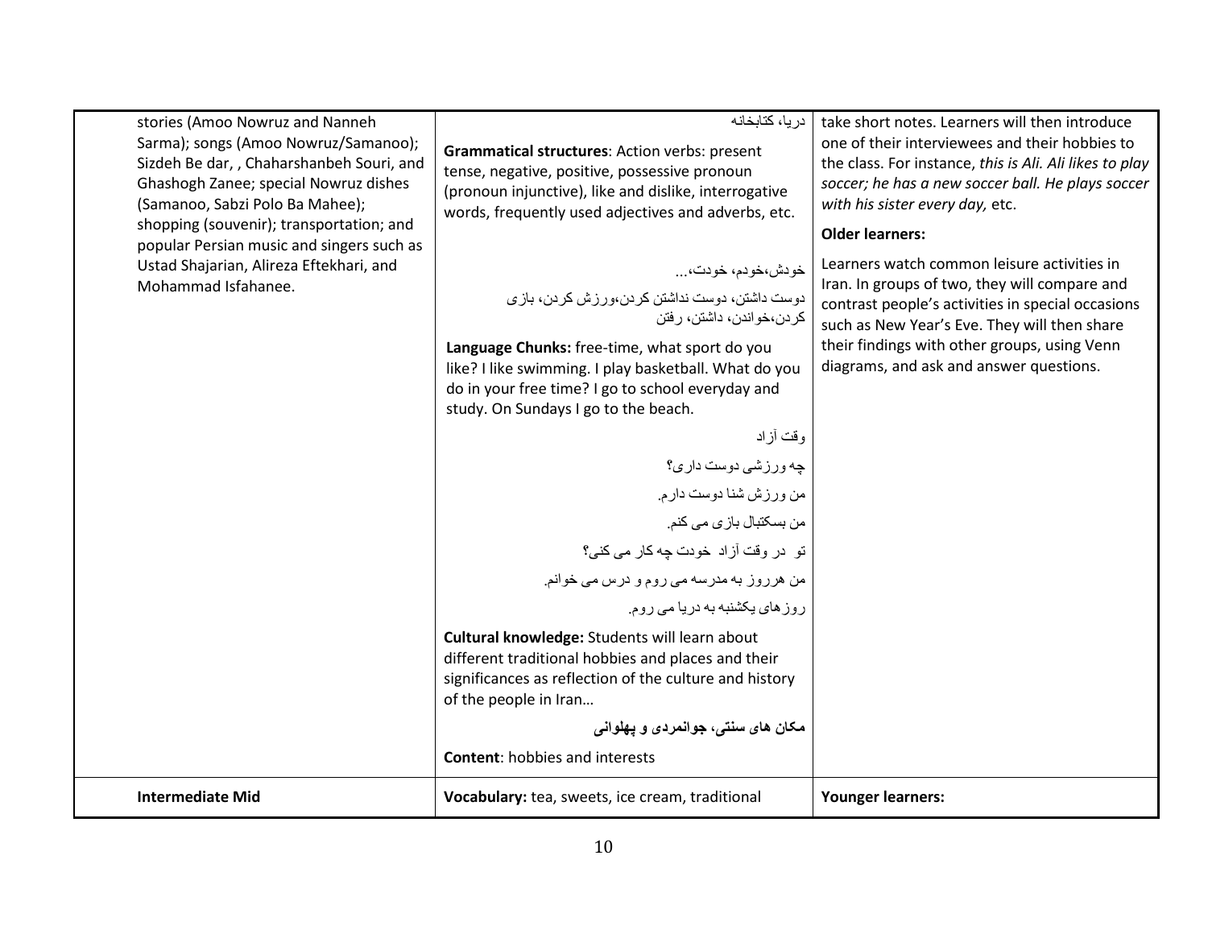| | | |
|---|---|---|
| stories (Amoo Nowruz and Nanneh Sarma); songs (Amoo Nowruz/Samanoo); Sizdeh Be dar, , Chaharshanbeh Souri, and Ghashogh Zanee; special Nowruz dishes (Samanoo, Sabzi Polo Ba Mahee); shopping (souvenir); transportation; and popular Persian music and singers such as Ustad Shajarian, Alireza Eftekhari, and Mohammad Isfahanee. | دریا، کتابخانه<br><br>**Grammatical structures**: Action verbs: present tense, negative, positive, possessive pronoun (pronoun injunctive), like and dislike, interrogative words, frequently used adjectives and adverbs, etc.<br><br>خودش،خودم، خودت،...<br><br>دوست داشتن، دوست نداشتن کردن،ورزش کردن، بازی کردن،خواندن، داشتن، رفتن<br><br>**Language Chunks:** free-time, what sport do you like? I like swimming. I play basketball. What do you do in your free time? I go to school everyday and study. On Sundays I go to the beach.<br><br>وقت آزاد<br><br>چه ورزشی دوست داری؟<br><br>من ورزش شنا دوست دارم.<br><br>من بسکتبال بازی می کنم.<br><br>تو در وقت آزاد خودت چه کار می کنی؟<br><br>من هرروز به مدرسه می روم و درس می خوانم.<br><br>روزهای یکشنبه به دریا می روم.<br><br>**Cultural knowledge:** Students will learn about different traditional hobbies and places and their significances as reflection of the culture and history of the people in Iran…<br><br>**مکان های سنتی، جوانمردی و پهلوانی**<br><br>**Content**: hobbies and interests | take short notes. Learners will then introduce one of their interviewees and their hobbies to the class. For instance, *this is Ali. Ali likes to play soccer; he has a new soccer ball. He plays soccer with his sister every day,* etc.<br><br>**Older learners:**<br><br>Learners watch common leisure activities in Iran. In groups of two, they will compare and contrast people's activities in special occasions such as New Year's Eve. They will then share their findings with other groups, using Venn diagrams, and ask and answer questions. |
| **Intermediate Mid** | **Vocabulary:** tea, sweets, ice cream, traditional | **Younger learners:** |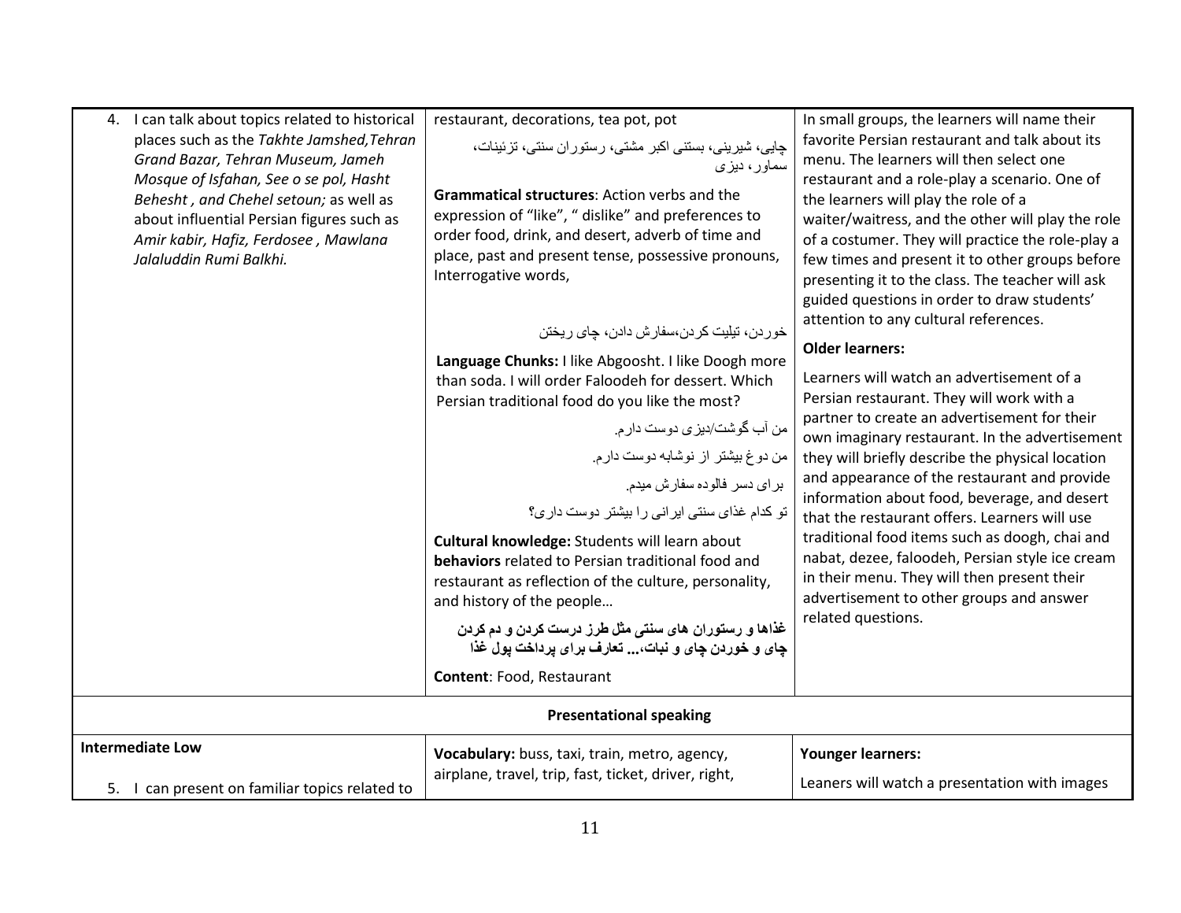| | | |
|---|---|---|
| 4. I can talk about topics related to historical places such as the *Takhte Jamshed,Tehran Grand Bazar, Tehran Museum, Jameh Mosque of Isfahan, See o se pol, Hasht Behesht , and Chehel setoun;* as well as about influential Persian figures such as *Amir kabir, Hafiz, Ferdosee , Mawlana Jalaluddin Rumi Balkhi.* | restaurant, decorations, tea pot, pot<br><br>چایی، شیرینی، بستنی اکبر مشتی، رستوران سنتی، تزئینات، سماور، دیزی<br><br>**Grammatical structures**: Action verbs and the expression of "like", " dislike" and preferences to order food, drink, and desert, adverb of time and place, past and present tense, possessive pronouns, Interrogative words,<br><br>خوردن، تیلیت کردن،سفارش دادن، چای ریختن<br><br>**Language Chunks:** I like Abgoosht. I like Doogh more than soda. I will order Faloodeh for dessert. Which Persian traditional food do you like the most?<br><br>من آب گوشت/دیزی دوست دارم.<br>من دوغ بیشتر از نوشابه دوست دارم.<br>برای دسر فالوده سفارش میدم.<br>تو کدام غذای سنتی ایرانی را بیشتر دوست داری؟<br><br>**Cultural knowledge:** Students will learn about **behaviors** related to Persian traditional food and restaurant as reflection of the culture, personality, and history of the people…<br><br>**غذاها و رستوران های سنتی مثل طرز درست کردن و دم کردن چای و خوردن چای و نبات،... تعارف برای پرداخت پول غذا**<br><br>**Content**: Food, Restaurant | In small groups, the learners will name their favorite Persian restaurant and talk about its menu. The learners will then select one restaurant and a role-play a scenario. One of the learners will play the role of a waiter/waitress, and the other will play the role of a costumer. They will practice the role-play a few times and present it to other groups before presenting it to the class. The teacher will ask guided questions in order to draw students' attention to any cultural references.<br><br>**Older learners:**<br><br>Learners will watch an advertisement of a Persian restaurant. They will work with a partner to create an advertisement for their own imaginary restaurant. In the advertisement they will briefly describe the physical location and appearance of the restaurant and provide information about food, beverage, and desert that the restaurant offers. Learners will use traditional food items such as doogh, chai and nabat, dezee, faloodeh, Persian style ice cream in their menu. They will then present their advertisement to other groups and answer related questions. |
| **Presentational speaking** | | |
| **Intermediate Low**<br><br>5. I can present on familiar topics related to | **Vocabulary:** buss, taxi, train, metro, agency, airplane, travel, trip, fast, ticket, driver, right, | **Younger learners:**<br><br>Leaners will watch a presentation with images |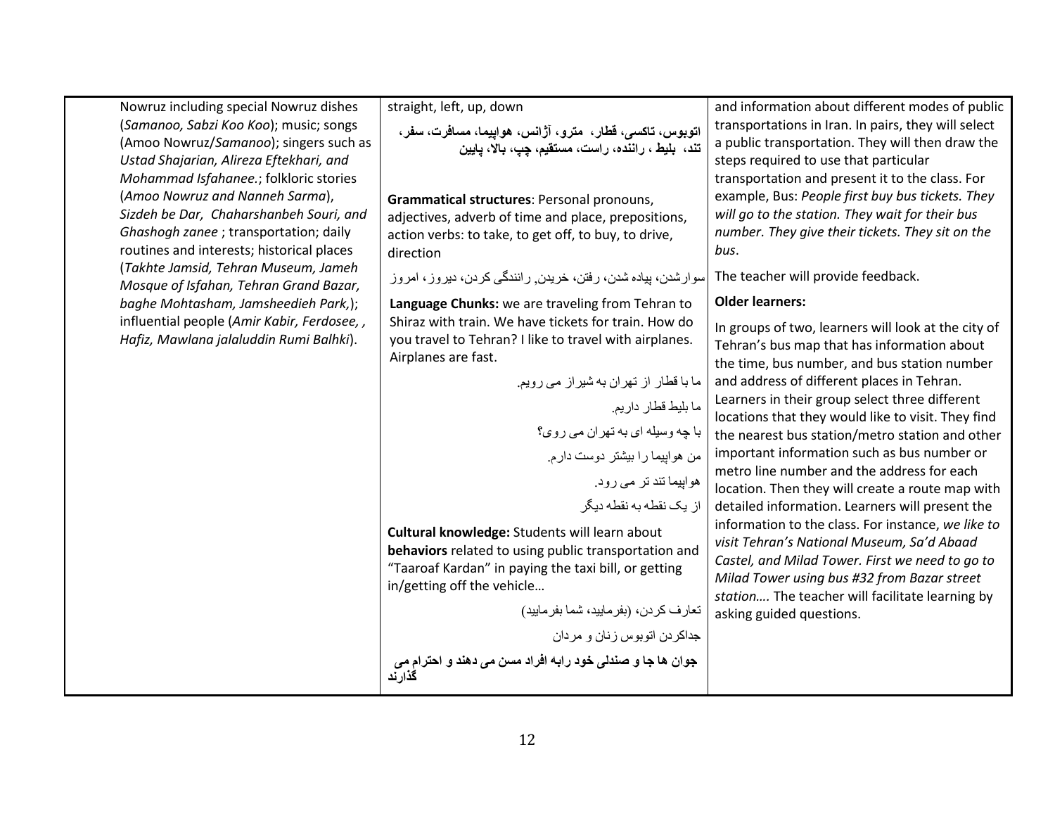| | | |
|---|---|---|
| Nowruz including special Nowruz dishes (*Samanoo, Sabzi Koo Koo*); music; songs (Amoo Nowruz/*Samanoo*); singers such as *Ustad Shajarian, Alireza Eftekhari, and Mohammad Isfahanee.*; folkloric stories (*Amoo Nowruz and Nanneh Sarma*), *Sizdeh be Dar, Chaharshanbeh Souri, and Ghashogh zanee* ; transportation; daily routines and interests; historical places (*Takhte Jamsid, Tehran Museum, Jameh Mosque of Isfahan, Tehran Grand Bazar, baghe Mohtasham, Jamsheedieh Park,*); influential people (*Amir Kabir, Ferdosee, , Hafiz, Mawlana jalaluddin Rumi Balhki*). | straight, left, up, down<br>**اتوبوس، تاکسی، قطار، مترو، آژانس، هواپیما، مسافرت، سفر، تند، بلیط ، راننده، راست، مستقیم، چپ، بالا، پایین**<br><br>**Grammatical structures**: Personal pronouns, adjectives, adverb of time and place, prepositions, action verbs: to take, to get off, to buy, to drive, direction<br>سوارشدن، پیاده شدن، رفتن، خریدن, رانندگی کردن، دیروز، امروز<br>**Language Chunks:** we are traveling from Tehran to Shiraz with train. We have tickets for train. How do you travel to Tehran? I like to travel with airplanes. Airplanes are fast.<br>ما با قطار از تهران به شیراز می رویم.<br>ما بلیط قطار داریم.<br>با چه وسیله ای به تهران می روی؟<br>من هواپیما را بیشتر دوست دارم.<br>هواپیما تند تر می رود.<br>از یک نقطه به نقطه دیگر<br>**Cultural knowledge:** Students will learn about **behaviors** related to using public transportation and "Taaroaf Kardan" in paying the taxi bill, or getting in/getting off the vehicle…<br>تعارف کردن، (بفرمایید، شما بفرمایید)<br>جداکردن اتوبوس زنان و مردان<br>**جوان ها جا و صندلی خود رابه افراد مسن می دهند و احترام می گذارند** | and information about different modes of public transportations in Iran. In pairs, they will select a public transportation. They will then draw the steps required to use that particular transportation and present it to the class. For example, Bus: *People first buy bus tickets. They will go to the station. They wait for their bus number. They give their tickets. They sit on the bus*.<br>The teacher will provide feedback.<br>**Older learners:**<br>In groups of two, learners will look at the city of Tehran's bus map that has information about the time, bus number, and bus station number and address of different places in Tehran. Learners in their group select three different locations that they would like to visit. They find the nearest bus station/metro station and other important information such as bus number or metro line number and the address for each location. Then they will create a route map with detailed information. Learners will present the information to the class. For instance, *we like to visit Tehran's National Museum, Sa'd Abaad Castel, and Milad Tower. First we need to go to Milad Tower using bus #32 from Bazar street station….* The teacher will facilitate learning by asking guided questions. |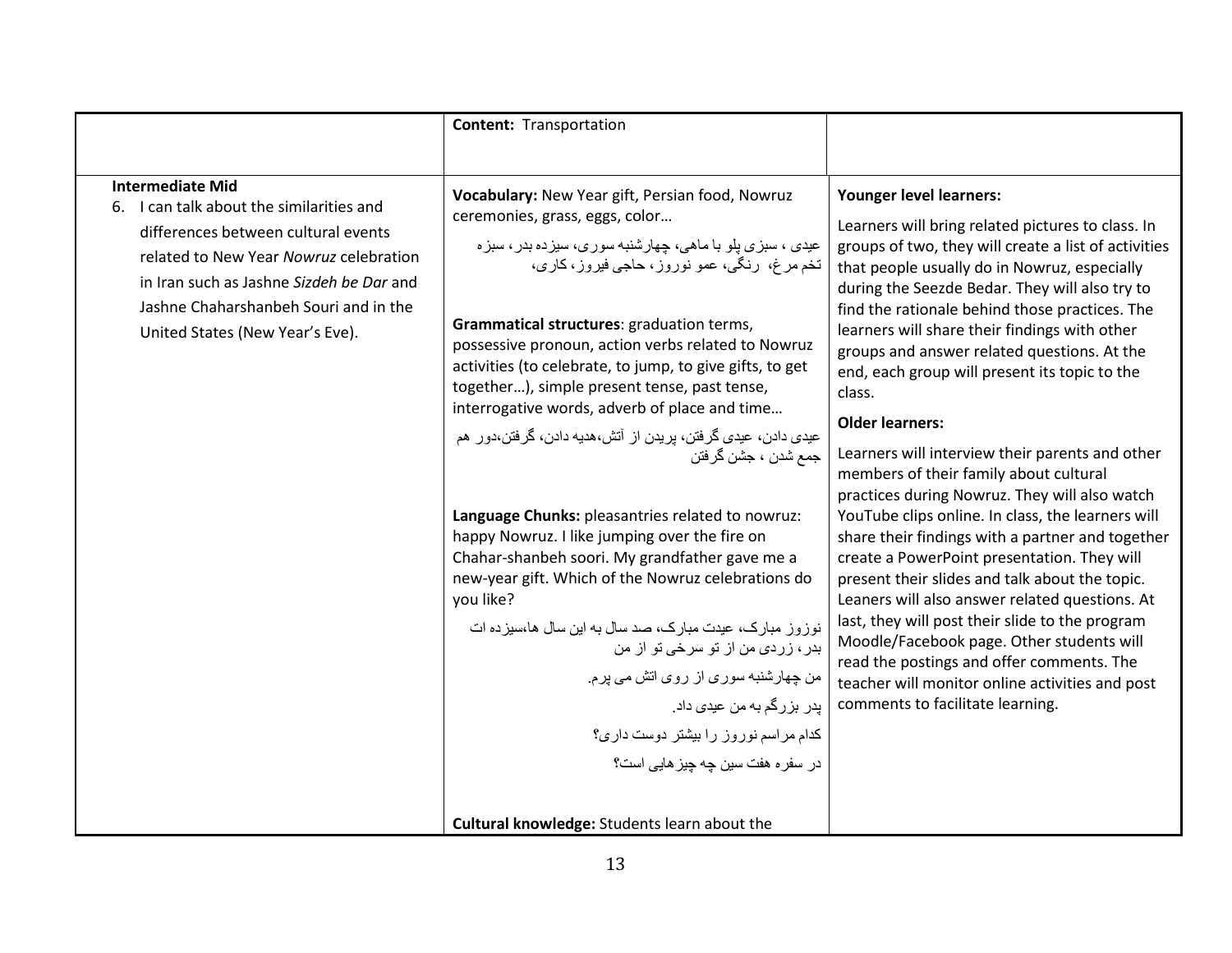|  | **Content:** Transportation |  |
|---|---|---|
| **Intermediate Mid**<br>6. I can talk about the similarities and differences between cultural events related to New Year *Nowruz* celebration in Iran such as Jashne *Sizdeh be Dar* and Jashne Chaharshanbeh Souri and in the United States (New Year's Eve). | **Vocabulary:** New Year gift, Persian food, Nowruz ceremonies, grass, eggs, color…<br><br>عیدی ، سبزی پلو با ماهی، چهارشنبه سوری، سیزده بدر، سبزه تخم مرغ، رنگی، عمو نوروز، حاجی فیروز، کاری،<br><br>**Grammatical structures**: graduation terms, possessive pronoun, action verbs related to Nowruz activities (to celebrate, to jump, to give gifts, to get together…), simple present tense, past tense, interrogative words, adverb of place and time…<br><br>عیدی دادن، عیدی گرفتن، پریدن از آتش،هدیه دادن، گرفتن،دور هم جمع شدن ، جشن گرفتن<br><br>**Language Chunks:** pleasantries related to nowruz: happy Nowruz. I like jumping over the fire on Chahar-shanbeh soori. My grandfather gave me a new-year gift. Which of the Nowruz celebrations do you like?<br><br>نوزوز مبارک، عیدت مبارک، صد سال به این سال ها،سیزده ات بدر، زردی من از تو سرخی تو از من<br><br>من چهارشنبه سوری از روی اتش می پرم.<br><br>پدر بزرگم به من عیدی داد.<br><br>کدام مراسم نوروز را بیشتر دوست داری؟<br><br>در سفره هفت سین چه چیزهایی است؟<br><br>**Cultural knowledge:** Students learn about the | **Younger level learners:**<br><br>Learners will bring related pictures to class. In groups of two, they will create a list of activities that people usually do in Nowruz, especially during the Seezde Bedar. They will also try to find the rationale behind those practices. The learners will share their findings with other groups and answer related questions. At the end, each group will present its topic to the class.<br><br>**Older learners:**<br><br>Learners will interview their parents and other members of their family about cultural practices during Nowruz. They will also watch YouTube clips online. In class, the learners will share their findings with a partner and together create a PowerPoint presentation. They will present their slides and talk about the topic. Leaners will also answer related questions. At last, they will post their slide to the program Moodle/Facebook page. Other students will read the postings and offer comments. The teacher will monitor online activities and post comments to facilitate learning. |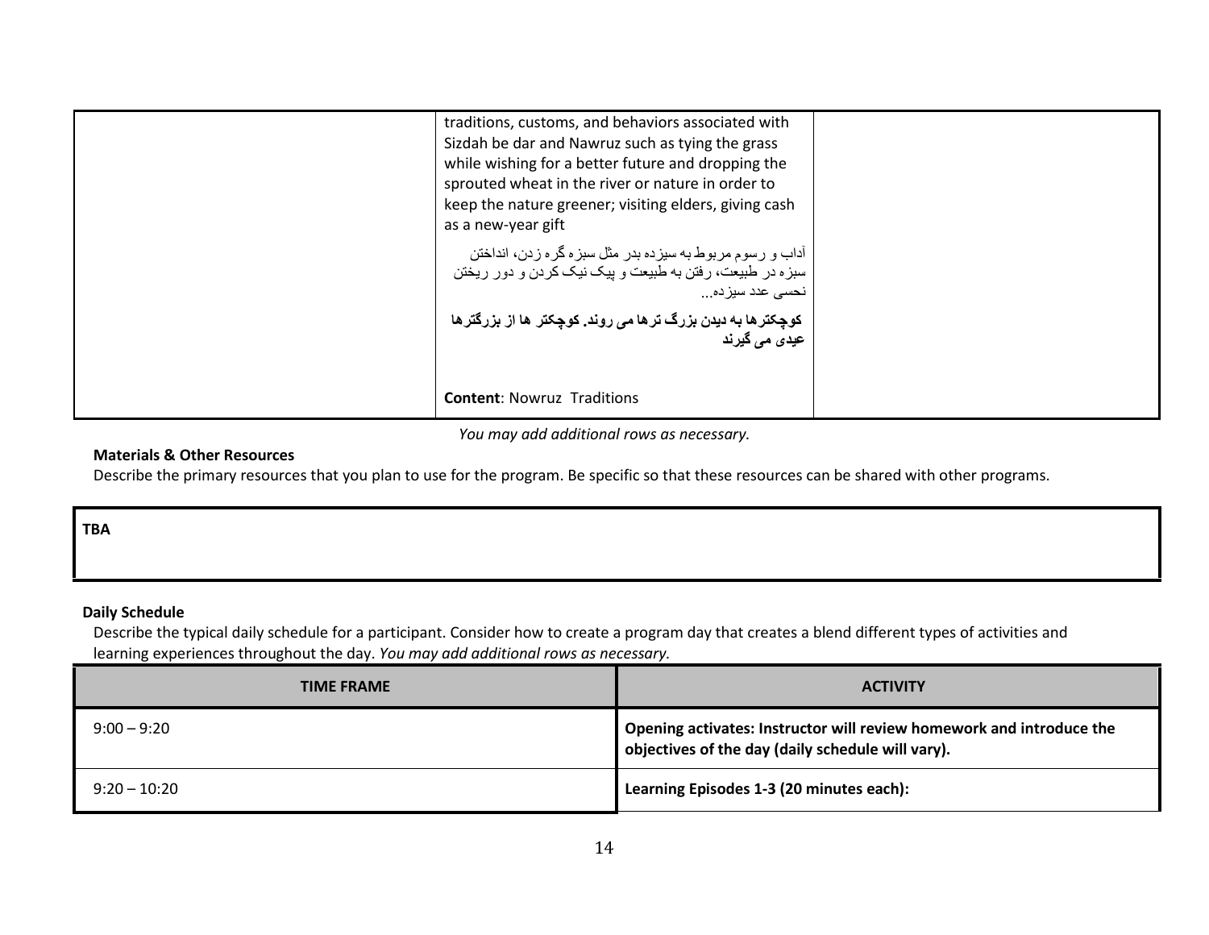| | | |
|---|---|---|
| | traditions, customs, and behaviors associated with Sizdah be dar and Nawruz such as tying the grass while wishing for a better future and dropping the sprouted wheat in the river or nature in order to keep the nature greener; visiting elders, giving cash as a new-year gift<br><br>آداب و رسوم مربوط به سیزده بدر مثل سبزه گره زدن، انداختن سبزه در طبیعت، رفتن به طبیعت و پیک نیک کردن و دور ریختن نحسی عدد سیزده...<br><br>**کوچکترها به دیدن بزرگ ترها می روند. کوچکتر ها از بزرگترها عیدی می گیرند**<br><br>**Content**: Nowruz Traditions | |

*You may add additional rows as necessary.*

**Materials & Other Resources**

Describe the primary resources that you plan to use for the program. Be specific so that these resources can be shared with other programs.

| **TBA** |
|---|

**Daily Schedule**

Describe the typical daily schedule for a participant. Consider how to create a program day that creates a blend different types of activities and learning experiences throughout the day. *You may add additional rows as necessary.*

| TIME FRAME | ACTIVITY |
|---|---|
| 9:00 – 9:20 | **Opening activates: Instructor will review homework and introduce the objectives of the day (daily schedule will vary).** |
| 9:20 – 10:20 | **Learning Episodes 1-3 (20 minutes each):** |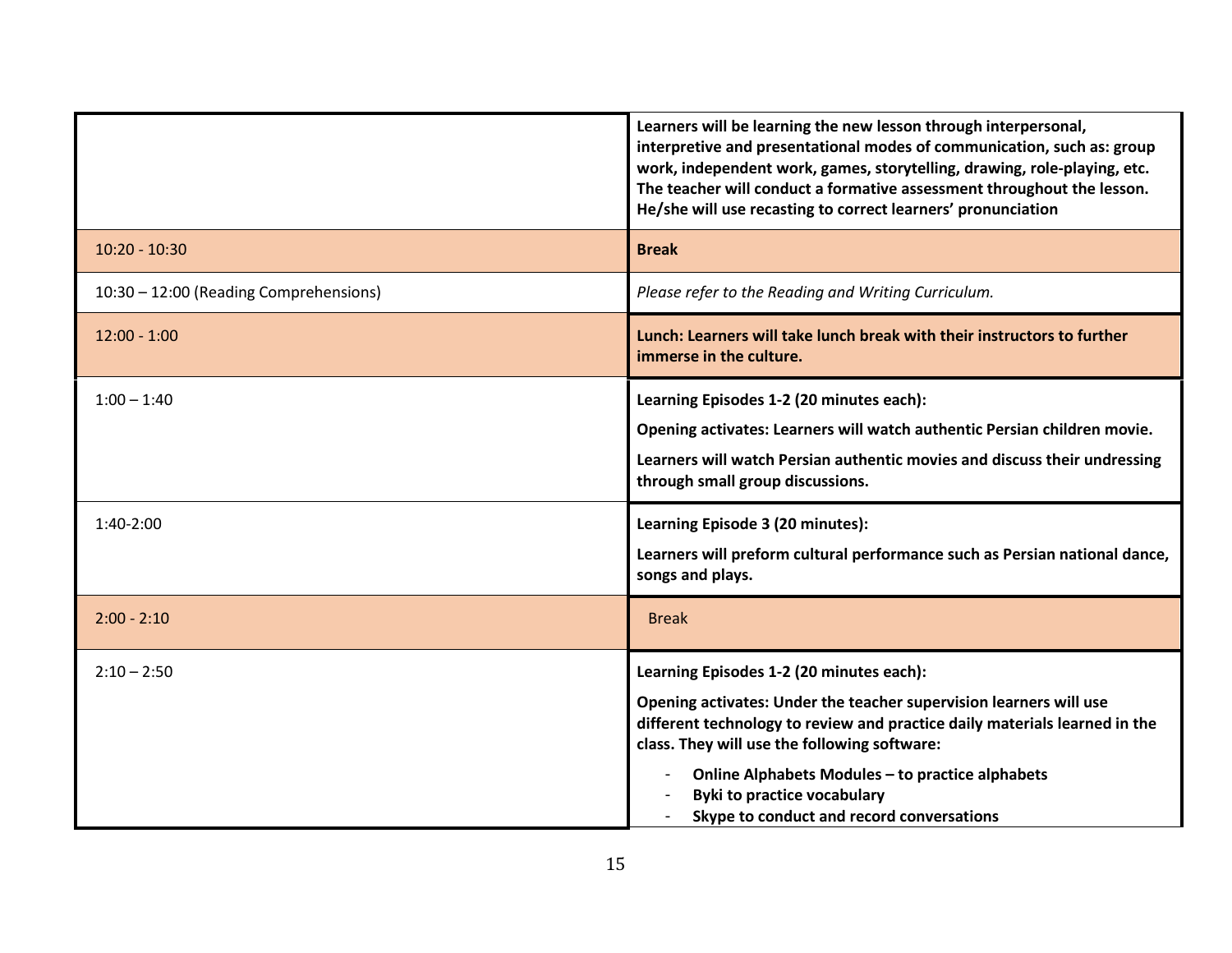| | |
|---|---|
| | **Learners will be learning the new lesson through interpersonal, interpretive and presentational modes of communication, such as: group work, independent work, games, storytelling, drawing, role-playing, etc. The teacher will conduct a formative assessment throughout the lesson. He/she will use recasting to correct learners' pronunciation** |
| 10:20 - 10:30 | **Break** |
| 10:30 – 12:00 (Reading Comprehensions) | *Please refer to the Reading and Writing Curriculum.* |
| 12:00 - 1:00 | **Lunch: Learners will take lunch break with their instructors to further immerse in the culture.** |
| 1:00 – 1:40 | **Learning Episodes 1-2 (20 minutes each):**<br><br>**Opening activates: Learners will watch authentic Persian children movie.**<br><br>**Learners will watch Persian authentic movies and discuss their undressing through small group discussions.** |
| 1:40-2:00 | **Learning Episode 3 (20 minutes):**<br><br>**Learners will preform cultural performance such as Persian national dance, songs and plays.** |
| 2:00 - 2:10 | Break |
| 2:10 – 2:50 | **Learning Episodes 1-2 (20 minutes each):**<br><br>**Opening activates: Under the teacher supervision learners will use different technology to review and practice daily materials learned in the class. They will use the following software:**<br><br>- **Online Alphabets Modules – to practice alphabets**<br>- **Byki to practice vocabulary**<br>- **Skype to conduct and record conversations** |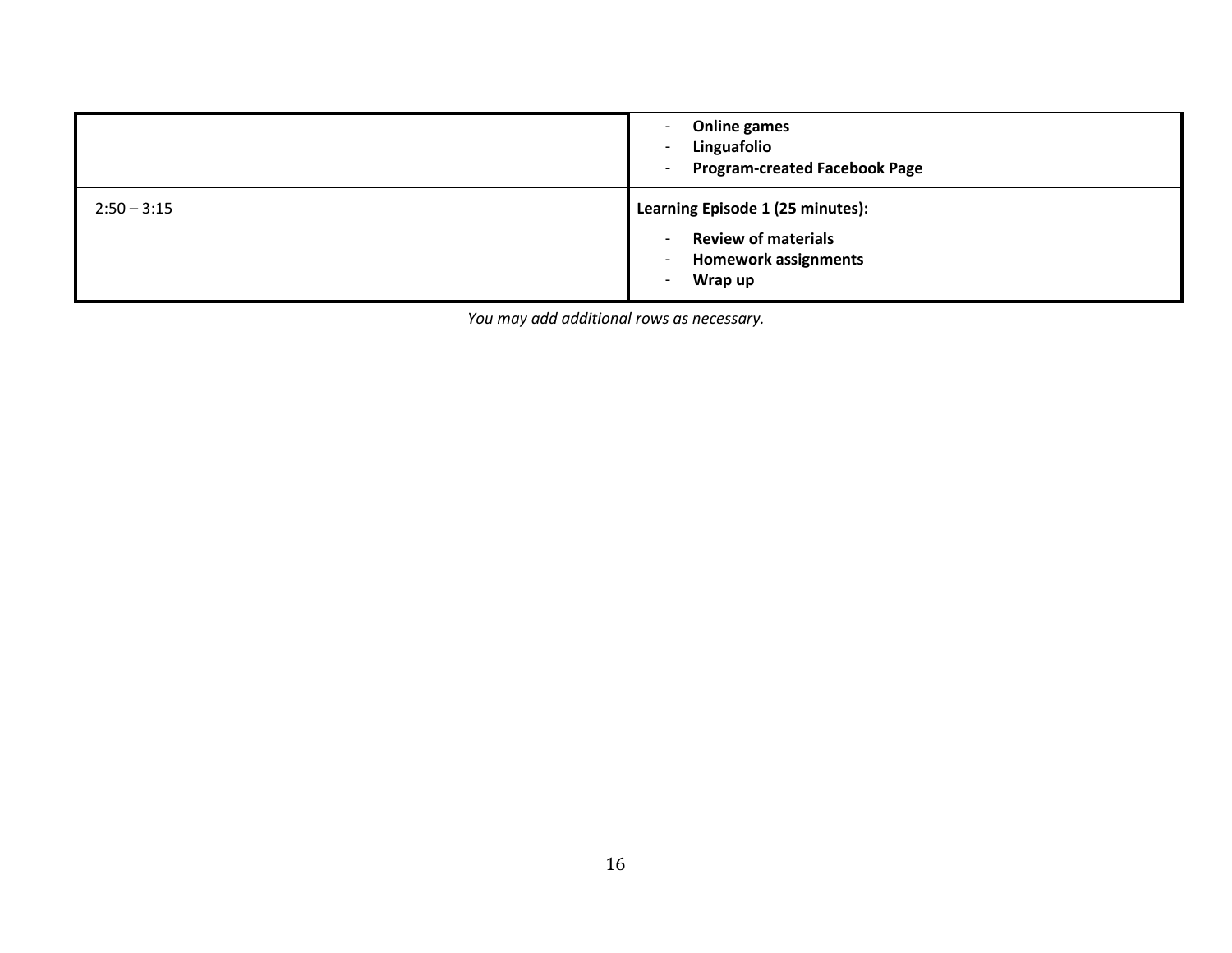| | |
|---|---|
| | - **Online games**<br>- **Linguafolio**<br>- **Program-created Facebook Page** |
| 2:50 – 3:15 | **Learning Episode 1 (25 minutes):**<br>- **Review of materials**<br>- **Homework assignments**<br>- **Wrap up** |

*You may add additional rows as necessary.*